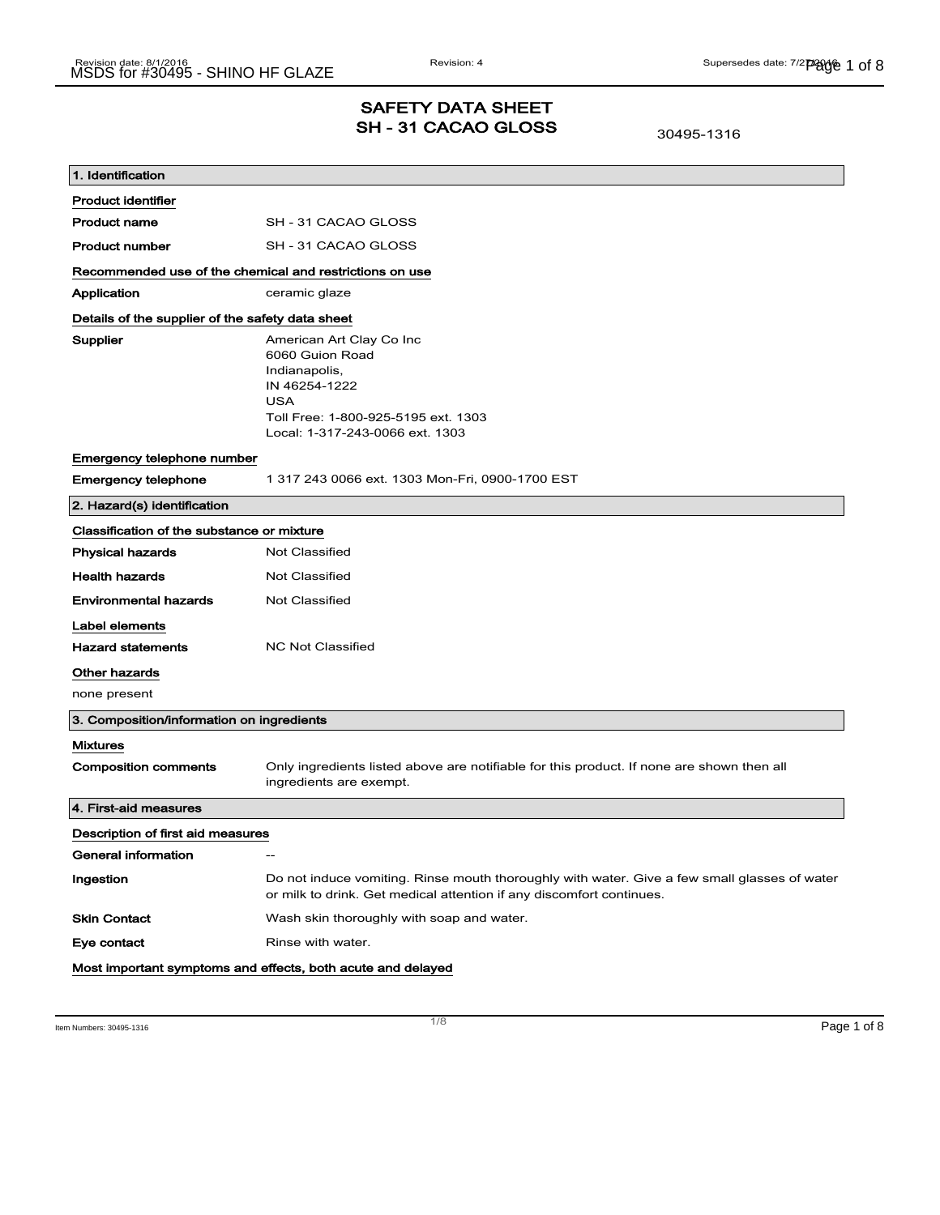# SAFETY DATA SHEET
## SH - 31 CACAO GLOSS

30495-1316

### 1. Identification

**Product identifier**

| | |
|---|---|
| **Product name** | SH - 31 CACAO GLOSS |
| **Product number** | SH - 31 CACAO GLOSS |

**Recommended use of the chemical and restrictions on use**

| | |
|---|---|
| **Application** | ceramic glaze |

**Details of the supplier of the safety data sheet**

**Supplier**
American Art Clay Co Inc
6060 Guion Road
Indianapolis,
IN 46254-1222
USA
Toll Free: 1-800-925-5195 ext. 1303
Local: 1-317-243-0066 ext. 1303

**Emergency telephone number**

| | |
|---|---|
| **Emergency telephone** | 1 317 243 0066 ext. 1303 Mon-Fri, 0900-1700 EST |

### 2. Hazard(s) identification

**Classification of the substance or mixture**

| | |
|---|---|
| **Physical hazards** | Not Classified |
| **Health hazards** | Not Classified |
| **Environmental hazards** | Not Classified |

**Label elements**

| | |
|---|---|
| **Hazard statements** | NC Not Classified |

**Other hazards**

none present

### 3. Composition/information on ingredients

**Mixtures**

| | |
|---|---|
| **Composition comments** | Only ingredients listed above are notifiable for this product. If none are shown then all ingredients are exempt. |

### 4. First-aid measures

**Description of first aid measures**

| | |
|---|---|
| **General information** | -- |
| **Ingestion** | Do not induce vomiting. Rinse mouth thoroughly with water. Give a few small glasses of water or milk to drink. Get medical attention if any discomfort continues. |
| **Skin Contact** | Wash skin thoroughly with soap and water. |
| **Eye contact** | Rinse with water. |

**Most important symptoms and effects, both acute and delayed**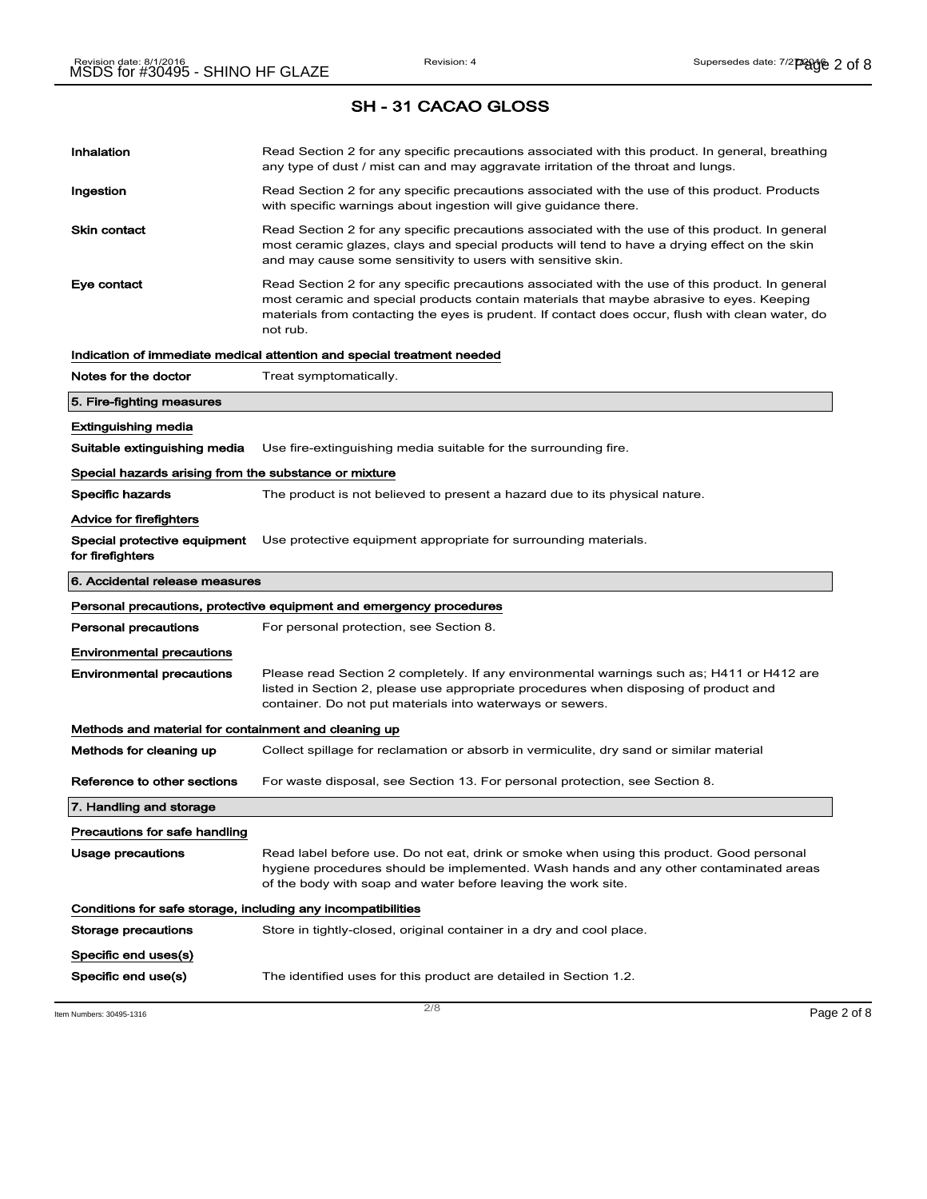# SH - 31 CACAO GLOSS

**Inhalation** Read Section 2 for any specific precautions associated with this product. In general, breathing any type of dust / mist can and may aggravate irritation of the throat and lungs.

**Ingestion** Read Section 2 for any specific precautions associated with the use of this product. Products with specific warnings about ingestion will give guidance there.

**Skin contact** Read Section 2 for any specific precautions associated with the use of this product. In general most ceramic glazes, clays and special products will tend to have a drying effect on the skin and may cause some sensitivity to users with sensitive skin.

**Eye contact** Read Section 2 for any specific precautions associated with the use of this product. In general most ceramic and special products contain materials that maybe abrasive to eyes. Keeping materials from contacting the eyes is prudent. If contact does occur, flush with clean water, do not rub.

### Indication of immediate medical attention and special treatment needed

**Notes for the doctor** Treat symptomatically.

## 5. Fire-fighting measures

### Extinguishing media

**Suitable extinguishing media** Use fire-extinguishing media suitable for the surrounding fire.

### Special hazards arising from the substance or mixture

**Specific hazards** The product is not believed to present a hazard due to its physical nature.

### Advice for firefighters

**Special protective equipment for firefighters** Use protective equipment appropriate for surrounding materials.

## 6. Accidental release measures

### Personal precautions, protective equipment and emergency procedures

**Personal precautions** For personal protection, see Section 8.

### Environmental precautions

**Environmental precautions** Please read Section 2 completely. If any environmental warnings such as; H411 or H412 are listed in Section 2, please use appropriate procedures when disposing of product and container. Do not put materials into waterways or sewers.

### Methods and material for containment and cleaning up

**Methods for cleaning up** Collect spillage for reclamation or absorb in vermiculite, dry sand or similar material

**Reference to other sections** For waste disposal, see Section 13. For personal protection, see Section 8.

## 7. Handling and storage

### Precautions for safe handling

**Usage precautions** Read label before use. Do not eat, drink or smoke when using this product. Good personal hygiene procedures should be implemented. Wash hands and any other contaminated areas of the body with soap and water before leaving the work site.

### Conditions for safe storage, including any incompatibilities

**Storage precautions** Store in tightly-closed, original container in a dry and cool place.

### Specific end uses(s)

**Specific end use(s)** The identified uses for this product are detailed in Section 1.2.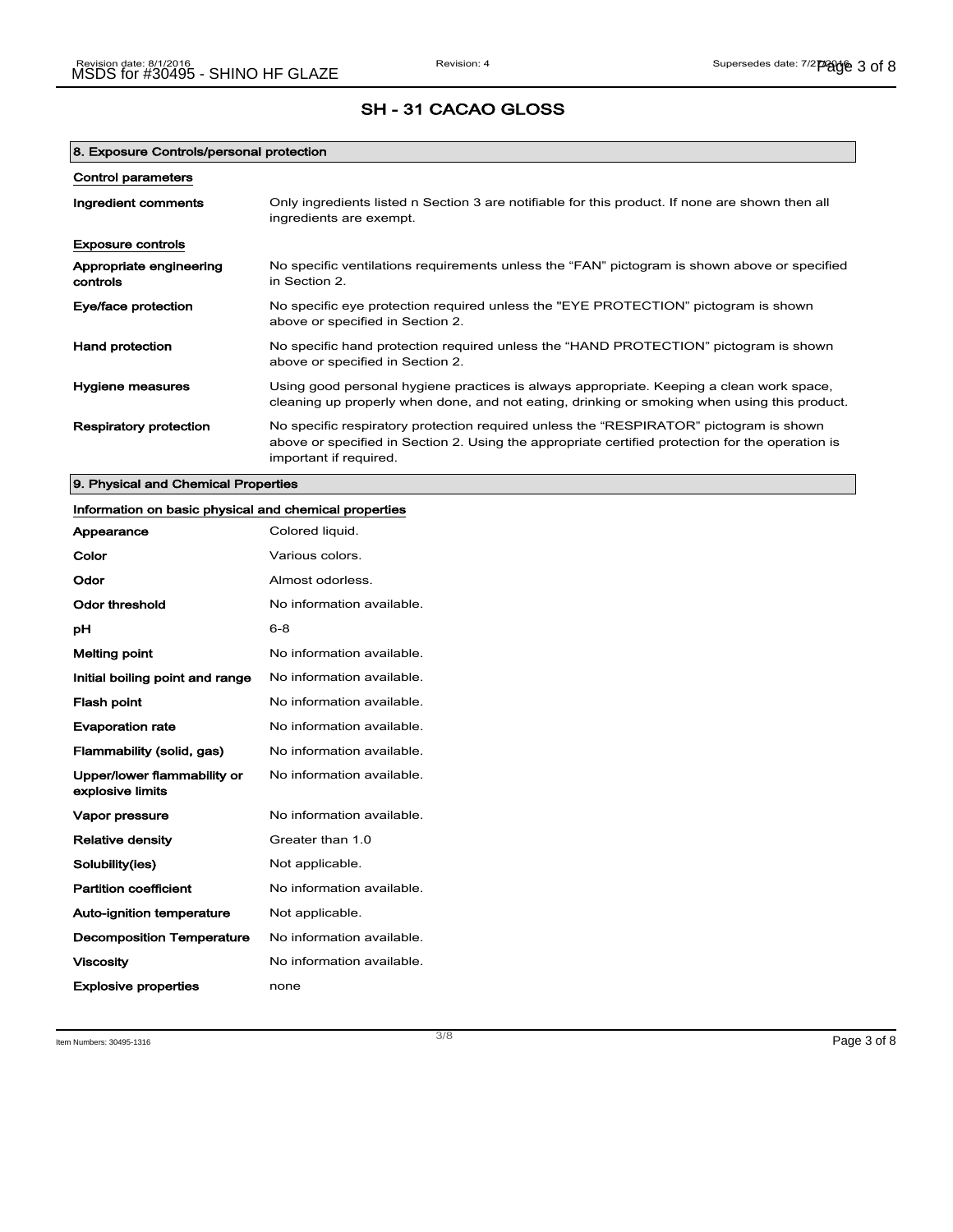## SH - 31 CACAO GLOSS

### 8. Exposure Controls/personal protection

**Control parameters**

| | |
|---|---|
| **Ingredient comments** | Only ingredients listed n Section 3 are notifiable for this product. If none are shown then all ingredients are exempt. |

**Exposure controls**

| | |
|---|---|
| **Appropriate engineering controls** | No specific ventilations requirements unless the “FAN” pictogram is shown above or specified in Section 2. |
| **Eye/face protection** | No specific eye protection required unless the "EYE PROTECTION” pictogram is shown above or specified in Section 2. |
| **Hand protection** | No specific hand protection required unless the “HAND PROTECTION” pictogram is shown above or specified in Section 2. |
| **Hygiene measures** | Using good personal hygiene practices is always appropriate. Keeping a clean work space, cleaning up properly when done, and not eating, drinking or smoking when using this product. |
| **Respiratory protection** | No specific respiratory protection required unless the “RESPIRATOR” pictogram is shown above or specified in Section 2. Using the appropriate certified protection for the operation is important if required. |

### 9. Physical and Chemical Properties

**Information on basic physical and chemical properties**

| | |
|---|---|
| **Appearance** | Colored liquid. |
| **Color** | Various colors. |
| **Odor** | Almost odorless. |
| **Odor threshold** | No information available. |
| **pH** | 6-8 |
| **Melting point** | No information available. |
| **Initial boiling point and range** | No information available. |
| **Flash point** | No information available. |
| **Evaporation rate** | No information available. |
| **Flammability (solid, gas)** | No information available. |
| **Upper/lower flammability or explosive limits** | No information available. |
| **Vapor pressure** | No information available. |
| **Relative density** | Greater than 1.0 |
| **Solubility(ies)** | Not applicable. |
| **Partition coefficient** | No information available. |
| **Auto-ignition temperature** | Not applicable. |
| **Decomposition Temperature** | No information available. |
| **Viscosity** | No information available. |
| **Explosive properties** | none |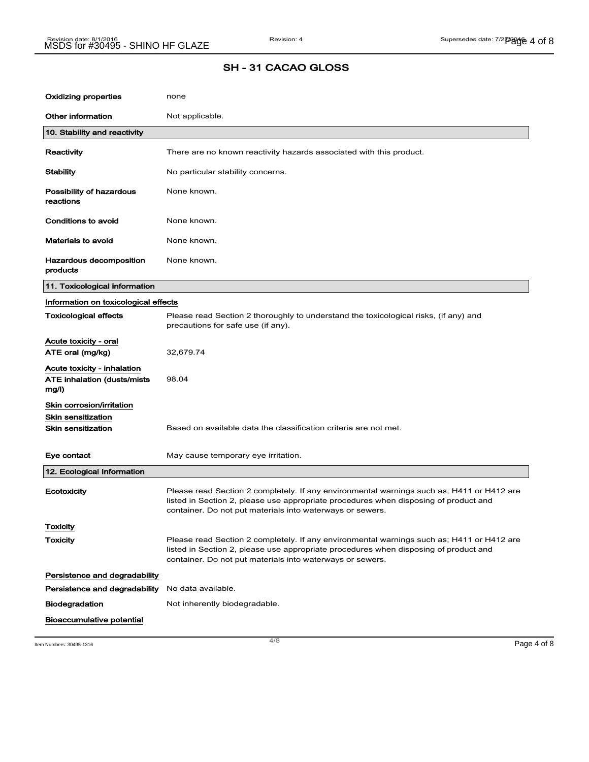## SH - 31 CACAO GLOSS

| | |
|---|---|
| **Oxidizing properties** | none |
| **Other information** | Not applicable. |

### 10. Stability and reactivity

| | |
|---|---|
| **Reactivity** | There are no known reactivity hazards associated with this product. |
| **Stability** | No particular stability concerns. |
| **Possibility of hazardous reactions** | None known. |
| **Conditions to avoid** | None known. |
| **Materials to avoid** | None known. |
| **Hazardous decomposition products** | None known. |

### 11. Toxicological information

**Information on toxicological effects**

| | |
|---|---|
| **Toxicological effects** | Please read Section 2 thoroughly to understand the toxicological risks, (if any) and precautions for safe use (if any). |

**Acute toxicity - oral**

| | |
|---|---|
| **ATE oral (mg/kg)** | 32,679.74 |

**Acute toxicity - inhalation**

| | |
|---|---|
| **ATE inhalation (dusts/mists mg/l)** | 98.04 |

**Skin corrosion/irritation**

**Skin sensitization**

| | |
|---|---|
| **Skin sensitization** | Based on available data the classification criteria are not met. |
| **Eye contact** | May cause temporary eye irritation. |

### 12. Ecological Information

| | |
|---|---|
| **Ecotoxicity** | Please read Section 2 completely. If any environmental warnings such as; H411 or H412 are listed in Section 2, please use appropriate procedures when disposing of product and container. Do not put materials into waterways or sewers. |

**Toxicity**

| | |
|---|---|
| **Toxicity** | Please read Section 2 completely. If any environmental warnings such as; H411 or H412 are listed in Section 2, please use appropriate procedures when disposing of product and container. Do not put materials into waterways or sewers. |

**Persistence and degradability**

| | |
|---|---|
| **Persistence and degradability** | No data available. |
| **Biodegradation** | Not inherently biodegradable. |

**Bioaccumulative potential**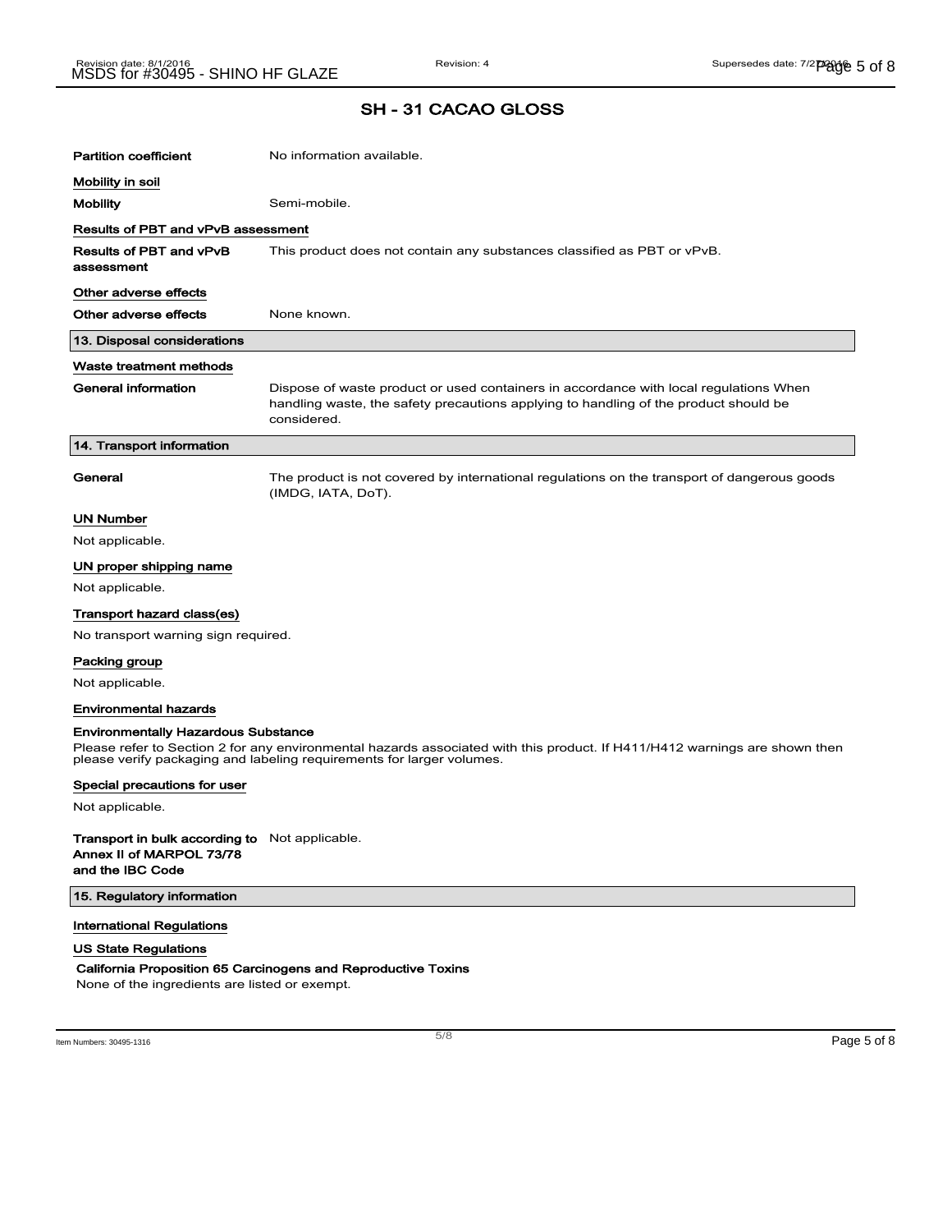## SH - 31 CACAO GLOSS

| | |
|---|---|
| **Partition coefficient** | No information available. |

**Mobility in soil**

| | |
|---|---|
| **Mobility** | Semi-mobile. |

**Results of PBT and vPvB assessment**

| | |
|---|---|
| **Results of PBT and vPvB assessment** | This product does not contain any substances classified as PBT or vPvB. |

**Other adverse effects**

| | |
|---|---|
| **Other adverse effects** | None known. |

### 13. Disposal considerations

**Waste treatment methods**

| | |
|---|---|
| **General information** | Dispose of waste product or used containers in accordance with local regulations When handling waste, the safety precautions applying to handling of the product should be considered. |

### 14. Transport information

| | |
|---|---|
| **General** | The product is not covered by international regulations on the transport of dangerous goods (IMDG, IATA, DoT). |

**UN Number**

Not applicable.

**UN proper shipping name**

Not applicable.

**Transport hazard class(es)**

No transport warning sign required.

**Packing group**

Not applicable.

**Environmental hazards**

**Environmentally Hazardous Substance**

Please refer to Section 2 for any environmental hazards associated with this product. If H411/H412 warnings are shown then please verify packaging and labeling requirements for larger volumes.

**Special precautions for user**

Not applicable.

| | |
|---|---|
| **Transport in bulk according to Annex II of MARPOL 73/78 and the IBC Code** | Not applicable. |

### 15. Regulatory information

**International Regulations**

**US State Regulations**

**California Proposition 65 Carcinogens and Reproductive Toxins**

None of the ingredients are listed or exempt.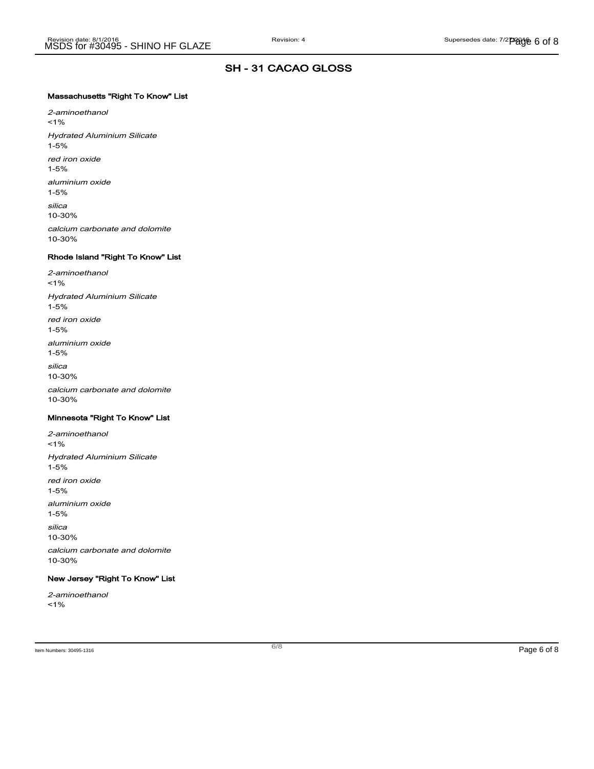## SH - 31 CACAO GLOSS

### Massachusetts "Right To Know" List

*2-aminoethanol*
<1%

*Hydrated Aluminium Silicate*
1-5%

*red iron oxide*
1-5%

*aluminium oxide*
1-5%

*silica*
10-30%

*calcium carbonate and dolomite*
10-30%

### Rhode Island "Right To Know" List

*2-aminoethanol*
<1%

*Hydrated Aluminium Silicate*
1-5%

*red iron oxide*
1-5%

*aluminium oxide*
1-5%

*silica*
10-30%

*calcium carbonate and dolomite*
10-30%

### Minnesota "Right To Know" List

*2-aminoethanol*
<1%

*Hydrated Aluminium Silicate*
1-5%

*red iron oxide*
1-5%

*aluminium oxide*
1-5%

*silica*
10-30%

*calcium carbonate and dolomite*
10-30%

### New Jersey "Right To Know" List

*2-aminoethanol*
<1%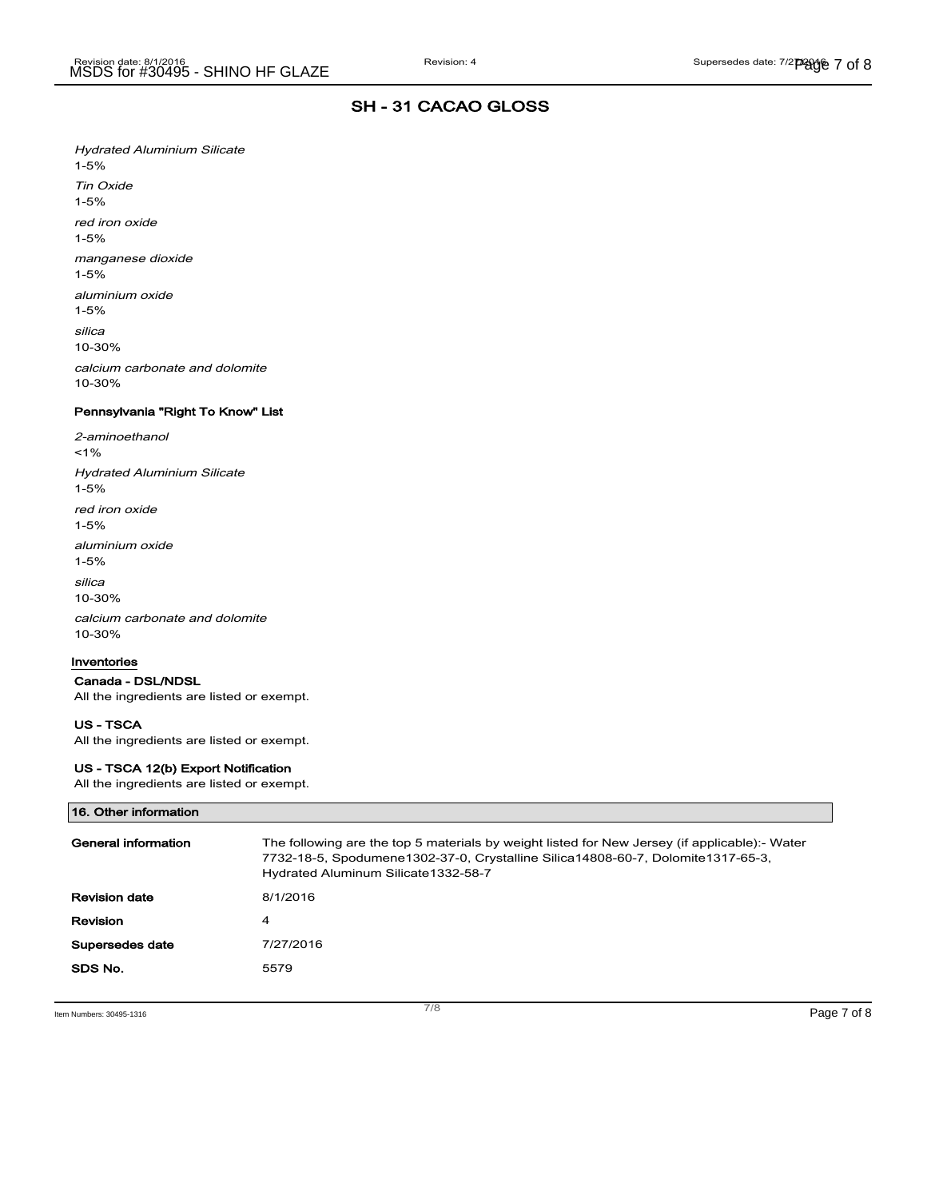## SH - 31 CACAO GLOSS

*Hydrated Aluminium Silicate*
1-5%

*Tin Oxide*
1-5%

*red iron oxide*
1-5%

*manganese dioxide*
1-5%

*aluminium oxide*
1-5%

*silica*
10-30%

*calcium carbonate and dolomite*
10-30%

### Pennsylvania "Right To Know" List

*2-aminoethanol*
<1%

*Hydrated Aluminium Silicate*
1-5%

*red iron oxide*
1-5%

*aluminium oxide*
1-5%

*silica*
10-30%

*calcium carbonate and dolomite*
10-30%

### Inventories

**Canada - DSL/NDSL**
All the ingredients are listed or exempt.

**US - TSCA**
All the ingredients are listed or exempt.

**US - TSCA 12(b) Export Notification**
All the ingredients are listed or exempt.

## 16. Other information

| | |
|---|---|
| **General information** | The following are the top 5 materials by weight listed for New Jersey (if applicable):- Water 7732-18-5, Spodumene1302-37-0, Crystalline Silica14808-60-7, Dolomite1317-65-3, Hydrated Aluminum Silicate1332-58-7 |
| **Revision date** | 8/1/2016 |
| **Revision** | 4 |
| **Supersedes date** | 7/27/2016 |
| **SDS No.** | 5579 |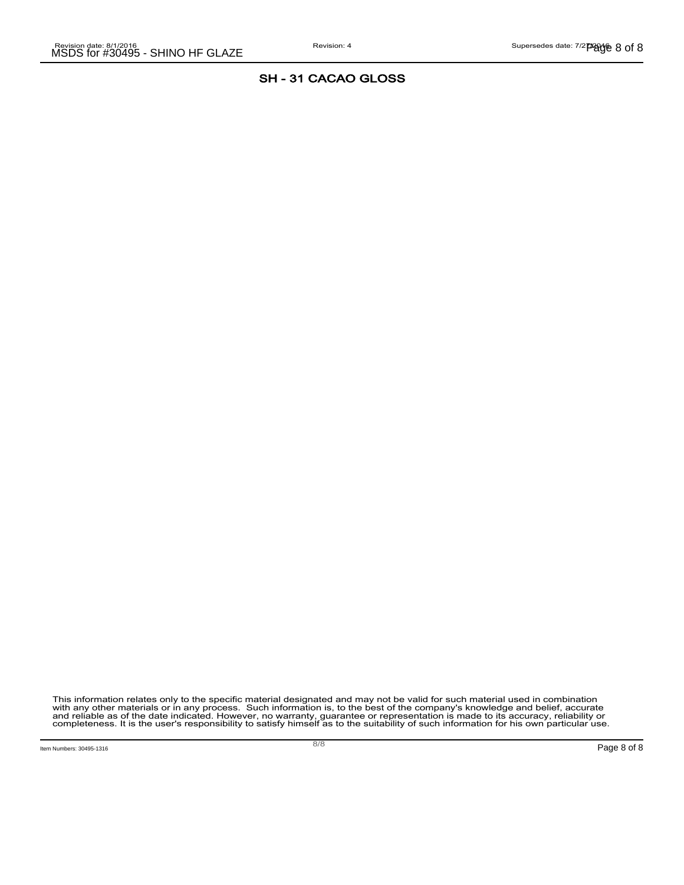# SH - 31 CACAO GLOSS

This information relates only to the specific material designated and may not be valid for such material used in combination with any other materials or in any process. Such information is, to the best of the company's knowledge and belief, accurate and reliable as of the date indicated. However, no warranty, guarantee or representation is made to its accuracy, reliability or completeness. It is the user's responsibility to satisfy himself as to the suitability of such information for his own particular use.